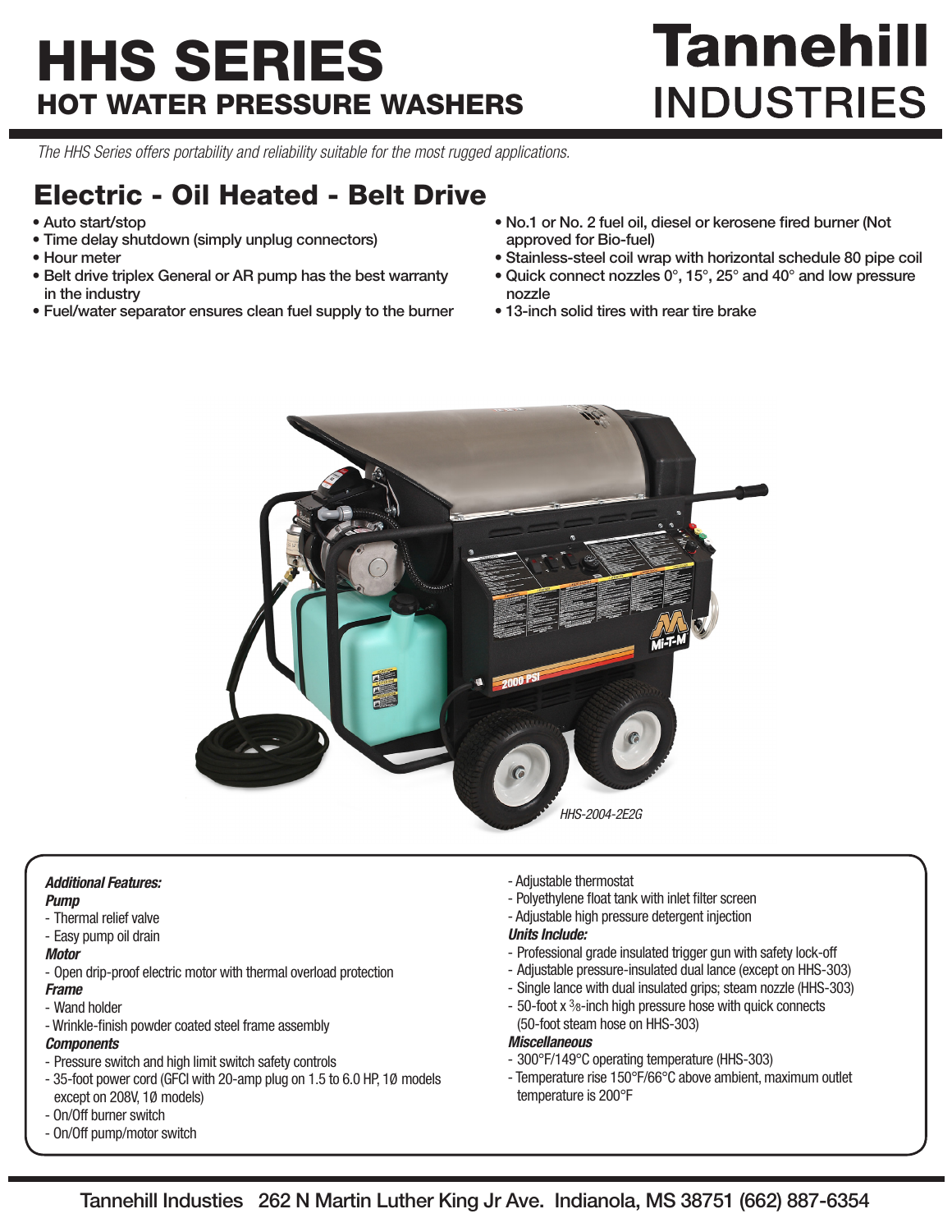# HHS SERIES

## HOT WATER PRESSURE WASHERS

**Tannehill INDUSTRIES**

*The HHS Series offers portability and reliability suitable for the most rugged applications.*

## Electric - Oil Heated - Belt Drive

- Auto start/stop
- Time delay shutdown (simply unplug connectors)
- Hour meter
- Belt drive triplex General or AR pump has the best warranty in the industry
- Fuel/water separator ensures clean fuel supply to the burner
- No.1 or No. 2 fuel oil, diesel or kerosene fired burner (Not approved for Bio-fuel)
- Stainless-steel coil wrap with horizontal schedule 80 pipe coil
- Quick connect nozzles 0°, 15°, 25° and 40° and low pressure nozzle
- 13-inch solid tires with rear tire brake

*HHS-2004-2E2G*

***Additional Features:***

***Pump***

- Thermal relief valve
- Easy pump oil drain

***Motor***

- Open drip-proof electric motor with thermal overload protection

***Frame***

- Wand holder
- Wrinkle-finish powder coated steel frame assembly

***Components***

- Pressure switch and high limit switch safety controls
- 35-foot power cord (GFCI with 20-amp plug on 1.5 to 6.0 HP, 1Ø models except on 208V, 1Ø models)
- On/Off burner switch
- On/Off pump/motor switch
- Adjustable thermostat
- Polyethylene float tank with inlet filter screen
- Adjustable high pressure detergent injection

***Units Include:***

- Professional grade insulated trigger gun with safety lock-off
- Adjustable pressure-insulated dual lance (except on HHS-303)
- Single lance with dual insulated grips; steam nozzle (HHS-303)
- 50-foot x 3/8-inch high pressure hose with quick connects (50-foot steam hose on HHS-303)

***Miscellaneous***

- 300°F/149°C operating temperature (HHS-303)
- Temperature rise 150°F/66°C above ambient, maximum outlet temperature is 200°F

Tannehill Industies 262 N Martin Luther King Jr Ave. Indianola, MS 38751 (662) 887-6354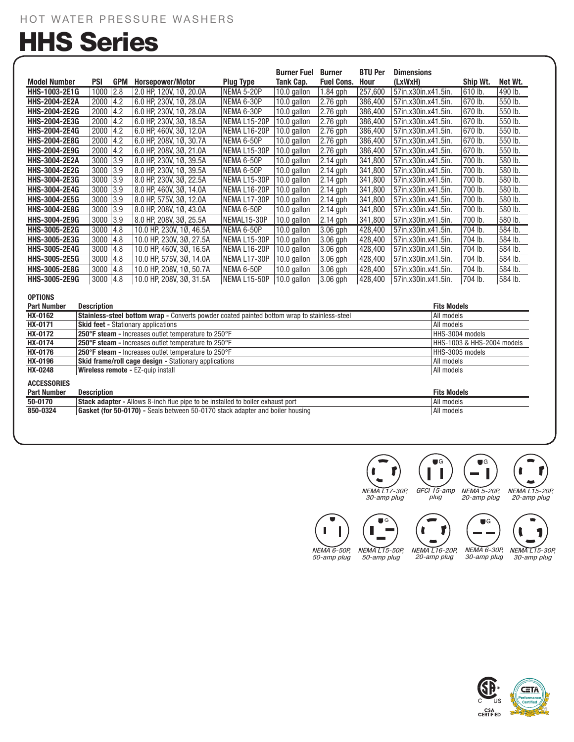HOT WATER PRESSURE WASHERS

# HHS Series

| Model Number | PSI | GPM | Horsepower/Motor | Plug Type | Burner Fuel Tank Cap. | Burner Fuel Cons. | BTU Per Hour | Dimensions (LxWxH) | Ship Wt. | Net Wt. |
|---|---|---|---|---|---|---|---|---|---|---|
| **HHS-1003-2E1G** | 1000 | 2.8 | 2.0 HP, 120V, 1Ø, 20.0A | NEMA 5-20P | 10.0 gallon | 1.84 gph | 257,600 | 57in.x30in.x41.5in. | 610 lb. | 490 lb. |
| **HHS-2004-2E2A** | 2000 | 4.2 | 6.0 HP, 230V, 1Ø, 28.0A | NEMA 6-30P | 10.0 gallon | 2.76 gph | 386,400 | 57in.x30in.x41.5in. | 670 lb. | 550 lb. |
| **HHS-2004-2E2G** | 2000 | 4.2 | 6.0 HP, 230V, 1Ø, 28.0A | NEMA 6-30P | 10.0 gallon | 2.76 gph | 386,400 | 57in.x30in.x41.5in. | 670 lb. | 550 lb. |
| **HHS-2004-2E3G** | 2000 | 4.2 | 6.0 HP, 230V, 3Ø, 18.5A | NEMA L15-20P | 10.0 gallon | 2.76 gph | 386,400 | 57in.x30in.x41.5in. | 670 lb. | 550 lb. |
| **HHS-2004-2E4G** | 2000 | 4.2 | 6.0 HP, 460V, 3Ø, 12.0A | NEMA L16-20P | 10.0 gallon | 2.76 gph | 386,400 | 57in.x30in.x41.5in. | 670 lb. | 550 lb. |
| **HHS-2004-2E8G** | 2000 | 4.2 | 6.0 HP, 208V, 1Ø, 30.7A | NEMA 6-50P | 10.0 gallon | 2.76 gph | 386,400 | 57in.x30in.x41.5in. | 670 lb. | 550 lb. |
| **HHS-2004-2E9G** | 2000 | 4.2 | 6.0 HP, 208V, 3Ø, 21.0A | NEMA L15-30P | 10.0 gallon | 2.76 gph | 386,400 | 57in.x30in.x41.5in. | 670 lb. | 550 lb. |
| **HHS-3004-2E2A** | 3000 | 3.9 | 8.0 HP, 230V, 1Ø, 39.5A | NEMA 6-50P | 10.0 gallon | 2.14 gph | 341,800 | 57in.x30in.x41.5in. | 700 lb. | 580 lb. |
| **HHS-3004-2E2G** | 3000 | 3.9 | 8.0 HP, 230V, 1Ø, 39.5A | NEMA 6-50P | 10.0 gallon | 2.14 gph | 341,800 | 57in.x30in.x41.5in. | 700 lb. | 580 lb. |
| **HHS-3004-2E3G** | 3000 | 3.9 | 8.0 HP, 230V, 3Ø, 22.5A | NEMA L15-30P | 10.0 gallon | 2.14 gph | 341,800 | 57in.x30in.x41.5in. | 700 lb. | 580 lb. |
| **HHS-3004-2E4G** | 3000 | 3.9 | 8.0 HP, 460V, 3Ø, 14.0A | NEMA L16-20P | 10.0 gallon | 2.14 gph | 341,800 | 57in.x30in.x41.5in. | 700 lb. | 580 lb. |
| **HHS-3004-2E5G** | 3000 | 3.9 | 8.0 HP, 575V, 3Ø, 12.0A | NEMA L17-30P | 10.0 gallon | 2.14 gph | 341,800 | 57in.x30in.x41.5in. | 700 lb. | 580 lb. |
| **HHS-3004-2E8G** | 3000 | 3.9 | 8.0 HP, 208V, 1Ø, 43.0A | NEMA 6-50P | 10.0 gallon | 2.14 gph | 341,800 | 57in.x30in.x41.5in. | 700 lb. | 580 lb. |
| **HHS-3004-2E9G** | 3000 | 3.9 | 8.0 HP, 208V, 3Ø, 25.5A | NEMAL15-30P | 10.0 gallon | 2.14 gph | 341,800 | 57in.x30in.x41.5in. | 700 lb. | 580 lb. |
| **HHS-3005-2E2G** | 3000 | 4.8 | 10.0 HP, 230V, 1Ø, 46.5A | NEMA 6-50P | 10.0 gallon | 3.06 gph | 428,400 | 57in.x30in.x41.5in. | 704 lb. | 584 lb. |
| **HHS-3005-2E3G** | 3000 | 4.8 | 10.0 HP, 230V, 3Ø, 27.5A | NEMA L15-30P | 10.0 gallon | 3.06 gph | 428,400 | 57in.x30in.x41.5in. | 704 lb. | 584 lb. |
| **HHS-3005-2E4G** | 3000 | 4.8 | 10.0 HP, 460V, 3Ø, 16.5A | NEMA L16-20P | 10.0 gallon | 3.06 gph | 428,400 | 57in.x30in.x41.5in. | 704 lb. | 584 lb. |
| **HHS-3005-2E5G** | 3000 | 4.8 | 10.0 HP, 575V, 3Ø, 14.0A | NEMA L17-30P | 10.0 gallon | 3.06 gph | 428,400 | 57in.x30in.x41.5in. | 704 lb. | 584 lb. |
| **HHS-3005-2E8G** | 3000 | 4.8 | 10.0 HP, 208V, 1Ø, 50.7A | NEMA 6-50P | 10.0 gallon | 3.06 gph | 428,400 | 57in.x30in.x41.5in. | 704 lb. | 584 lb. |
| **HHS-3005-2E9G** | 3000 | 4.8 | 10.0 HP, 208V, 3Ø, 31.5A | NEMA L15-50P | 10.0 gallon | 3.06 gph | 428,400 | 57in.x30in.x41.5in. | 704 lb. | 584 lb. |

**OPTIONS**

| Part Number | Description | Fits Models |
|---|---|---|
| HX-0162 | **Stainless-steel bottom wrap -** Converts powder coated painted bottom wrap to stainless-steel | All models |
| HX-0171 | **Skid feet -** Stationary applications | All models |
| HX-0172 | **250°F steam -** Increases outlet temperature to 250°F | HHS-3004 models |
| HX-0174 | **250°F steam -** Increases outlet temperature to 250°F | HHS-1003 & HHS-2004 models |
| HX-0176 | **250°F steam -** Increases outlet temperature to 250°F | HHS-3005 models |
| HX-0196 | **Skid frame/roll cage design -** Stationary applications | All models |
| HX-0248 | **Wireless remote -** EZ-quip install | All models |

**ACCESSORIES**

| Part Number | Description | Fits Models |
|---|---|---|
| 50-0170 | **Stack adapter -** Allows 8-inch flue pipe to be installed to boiler exhaust port | All models |
| 850-0324 | **Gasket (for 50-0170) -** Seals between 50-0170 stack adapter and boiler housing | All models |

*NEMA L17-30P, 30-amp plug*

*GFCI 15-amp plug*

*NEMA 5-20P, 20-amp plug*

*NEMA L15-20P, 20-amp plug*

*NEMA 6-50P, 50-amp plug*

*NEMA L15-50P, 50-amp plug*

*NEMA L16-20P, 20-amp plug*

*NEMA 6-30P, 30-amp plug*

*NEMA L15-30P, 30-amp plug*

CSA CERTIFIED

CETA Performance Certified